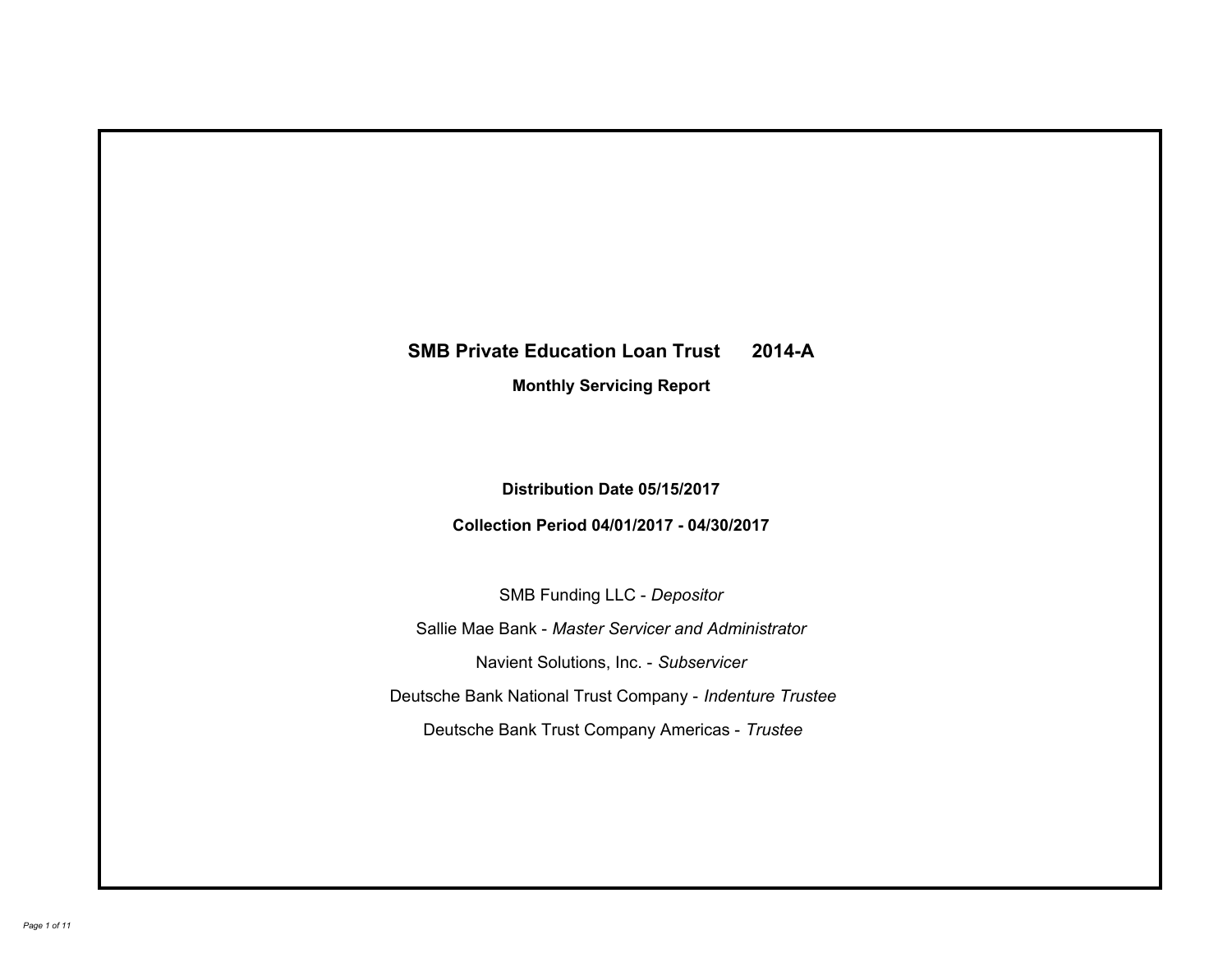# SMB Private Education Loan Trust 2014-A

## Monthly Servicing Report

**Distribution Date 05/15/2017**

**Collection Period 04/01/2017 - 04/30/2017**

SMB Funding LLC - *Depositor*

Sallie Mae Bank - *Master Servicer and Administrator*

Navient Solutions, Inc. - *Subservicer*

Deutsche Bank National Trust Company - *Indenture Trustee*

Deutsche Bank Trust Company Americas - *Trustee*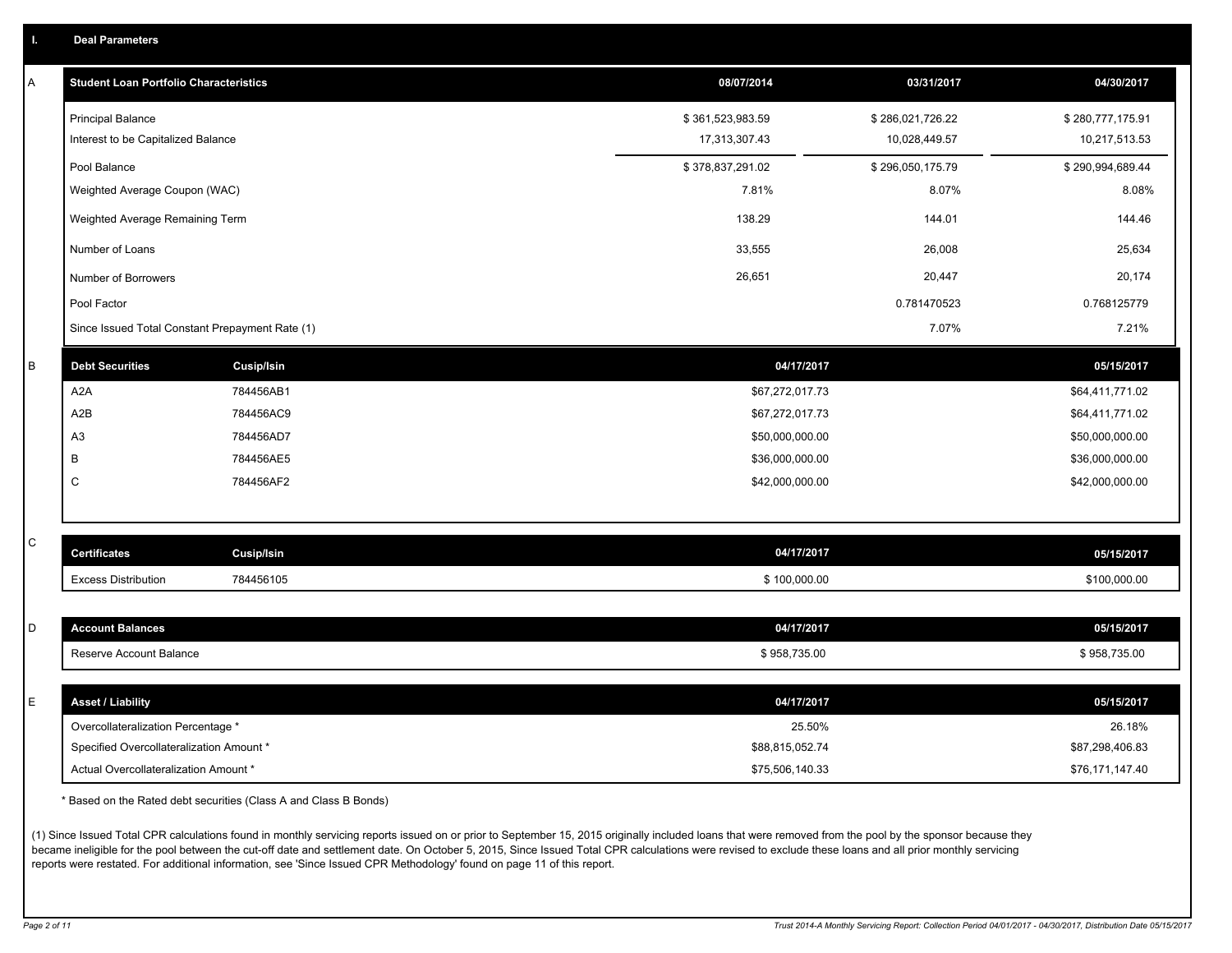## I. Deal Parameters

### A

| Student Loan Portfolio Characteristics | 08/07/2014 | 03/31/2017 | 04/30/2017 |
|---|---|---|---|
| Principal Balance | $ 361,523,983.59 | $ 286,021,726.22 | $ 280,777,175.91 |
| Interest to be Capitalized Balance | 17,313,307.43 | 10,028,449.57 | 10,217,513.53 |
| Pool Balance | $ 378,837,291.02 | $ 296,050,175.79 | $ 290,994,689.44 |
| Weighted Average Coupon (WAC) | 7.81% | 8.07% | 8.08% |
| Weighted Average Remaining Term | 138.29 | 144.01 | 144.46 |
| Number of Loans | 33,555 | 26,008 | 25,634 |
| Number of Borrowers | 26,651 | 20,447 | 20,174 |
| Pool Factor | | 0.781470523 | 0.768125779 |
| Since Issued Total Constant Prepayment Rate (1) | | 7.07% | 7.21% |

### B

| Debt Securities | Cusip/Isin | 04/17/2017 | 05/15/2017 |
|---|---|---|---|
| A2A | 784456AB1 | $67,272,017.73 | $64,411,771.02 |
| A2B | 784456AC9 | $67,272,017.73 | $64,411,771.02 |
| A3 | 784456AD7 | $50,000,000.00 | $50,000,000.00 |
| B | 784456AE5 | $36,000,000.00 | $36,000,000.00 |
| C | 784456AF2 | $42,000,000.00 | $42,000,000.00 |

### C

| Certificates | Cusip/Isin | 04/17/2017 | 05/15/2017 |
|---|---|---|---|
| Excess Distribution | 784456105 | $ 100,000.00 | $100,000.00 |

### D

| Account Balances | 04/17/2017 | 05/15/2017 |
|---|---|---|
| Reserve Account Balance | $ 958,735.00 | $ 958,735.00 |

### E

| Asset / Liability | 04/17/2017 | 05/15/2017 |
|---|---|---|
| Overcollateralization Percentage * | 25.50% | 26.18% |
| Specified Overcollateralization Amount * | $88,815,052.74 | $87,298,406.83 |
| Actual Overcollateralization Amount * | $75,506,140.33 | $76,171,147.40 |

* Based on the Rated debt securities (Class A and Class B Bonds)

(1) Since Issued Total CPR calculations found in monthly servicing reports issued on or prior to September 15, 2015 originally included loans that were removed from the pool by the sponsor because they became ineligible for the pool between the cut-off date and settlement date. On October 5, 2015, Since Issued Total CPR calculations were revised to exclude these loans and all prior monthly servicing reports were restated. For additional information, see 'Since Issued CPR Methodology' found on page 11 of this report.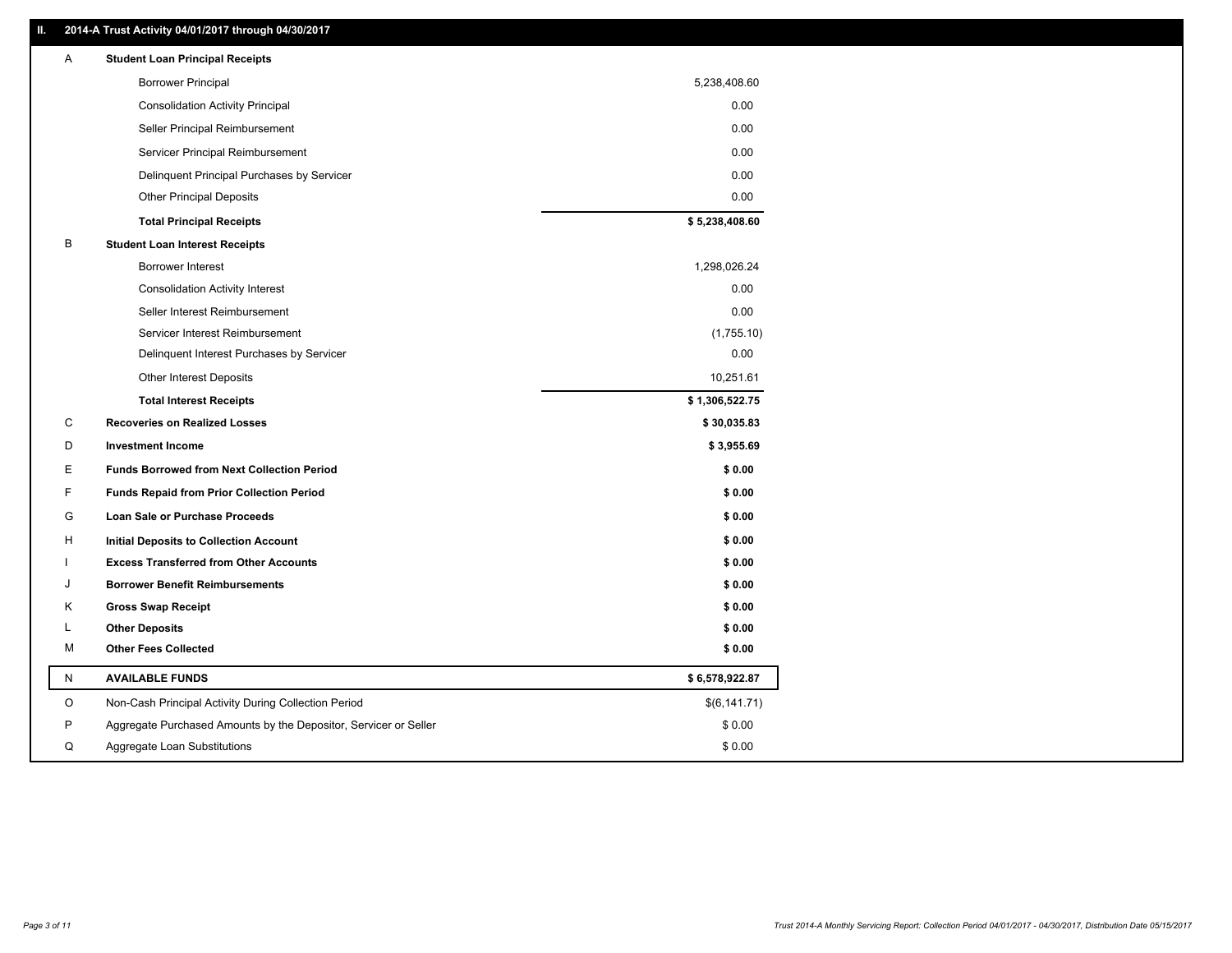## II. 2014-A Trust Activity 04/01/2017 through 04/30/2017

| | | |
|---|---|---|
| A | **Student Loan Principal Receipts** | |
| | Borrower Principal | 5,238,408.60 |
| | Consolidation Activity Principal | 0.00 |
| | Seller Principal Reimbursement | 0.00 |
| | Servicer Principal Reimbursement | 0.00 |
| | Delinquent Principal Purchases by Servicer | 0.00 |
| | Other Principal Deposits | 0.00 |
| | **Total Principal Receipts** | **$ 5,238,408.60** |
| B | **Student Loan Interest Receipts** | |
| | Borrower Interest | 1,298,026.24 |
| | Consolidation Activity Interest | 0.00 |
| | Seller Interest Reimbursement | 0.00 |
| | Servicer Interest Reimbursement | (1,755.10) |
| | Delinquent Interest Purchases by Servicer | 0.00 |
| | Other Interest Deposits | 10,251.61 |
| | **Total Interest Receipts** | **$ 1,306,522.75** |
| C | **Recoveries on Realized Losses** | **$ 30,035.83** |
| D | **Investment Income** | **$ 3,955.69** |
| E | **Funds Borrowed from Next Collection Period** | **$ 0.00** |
| F | **Funds Repaid from Prior Collection Period** | **$ 0.00** |
| G | **Loan Sale or Purchase Proceeds** | **$ 0.00** |
| H | **Initial Deposits to Collection Account** | **$ 0.00** |
| I | **Excess Transferred from Other Accounts** | **$ 0.00** |
| J | **Borrower Benefit Reimbursements** | **$ 0.00** |
| K | **Gross Swap Receipt** | **$ 0.00** |
| L | **Other Deposits** | **$ 0.00** |
| M | **Other Fees Collected** | **$ 0.00** |
| N | **AVAILABLE FUNDS** | **$ 6,578,922.87** |
| O | Non-Cash Principal Activity During Collection Period | $(6,141.71) |
| P | Aggregate Purchased Amounts by the Depositor, Servicer or Seller | $ 0.00 |
| Q | Aggregate Loan Substitutions | $ 0.00 |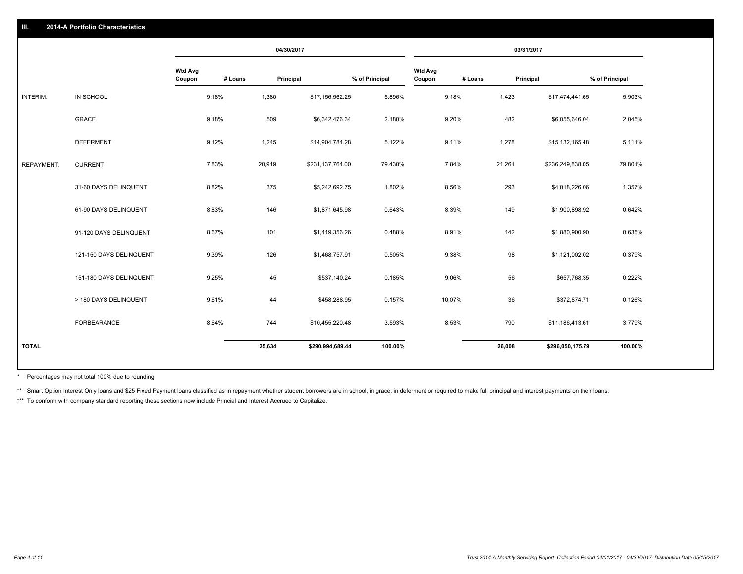## III. 2014-A Portfolio Characteristics

| | | 04/30/2017 | | | | 03/31/2017 | | | |
|---|---|---|---|---|---|---|---|---|---|
| | | Wtd Avg Coupon | # Loans | Principal | % of Principal | Wtd Avg Coupon | # Loans | Principal | % of Principal |
| INTERIM: | IN SCHOOL | 9.18% | 1,380 | $17,156,562.25 | 5.896% | 9.18% | 1,423 | $17,474,441.65 | 5.903% |
| | GRACE | 9.18% | 509 | $6,342,476.34 | 2.180% | 9.20% | 482 | $6,055,646.04 | 2.045% |
| | DEFERMENT | 9.12% | 1,245 | $14,904,784.28 | 5.122% | 9.11% | 1,278 | $15,132,165.48 | 5.111% |
| REPAYMENT: | CURRENT | 7.83% | 20,919 | $231,137,764.00 | 79.430% | 7.84% | 21,261 | $236,249,838.05 | 79.801% |
| | 31-60 DAYS DELINQUENT | 8.82% | 375 | $5,242,692.75 | 1.802% | 8.56% | 293 | $4,018,226.06 | 1.357% |
| | 61-90 DAYS DELINQUENT | 8.83% | 146 | $1,871,645.98 | 0.643% | 8.39% | 149 | $1,900,898.92 | 0.642% |
| | 91-120 DAYS DELINQUENT | 8.67% | 101 | $1,419,356.26 | 0.488% | 8.91% | 142 | $1,880,900.90 | 0.635% |
| | 121-150 DAYS DELINQUENT | 9.39% | 126 | $1,468,757.91 | 0.505% | 9.38% | 98 | $1,121,002.02 | 0.379% |
| | 151-180 DAYS DELINQUENT | 9.25% | 45 | $537,140.24 | 0.185% | 9.06% | 56 | $657,768.35 | 0.222% |
| | > 180 DAYS DELINQUENT | 9.61% | 44 | $458,288.95 | 0.157% | 10.07% | 36 | $372,874.71 | 0.126% |
| | FORBEARANCE | 8.64% | 744 | $10,455,220.48 | 3.593% | 8.53% | 790 | $11,186,413.61 | 3.779% |
| **TOTAL** | | | **25,634** | **$290,994,689.44** | **100.00%** | | **26,008** | **$296,050,175.79** | **100.00%** |

\* Percentages may not total 100% due to rounding

\*\* Smart Option Interest Only loans and $25 Fixed Payment loans classified as in repayment whether student borrowers are in school, in grace, in deferment or required to make full principal and interest payments on their loans.

\*\*\* To conform with company standard reporting these sections now include Princial and Interest Accrued to Capitalize.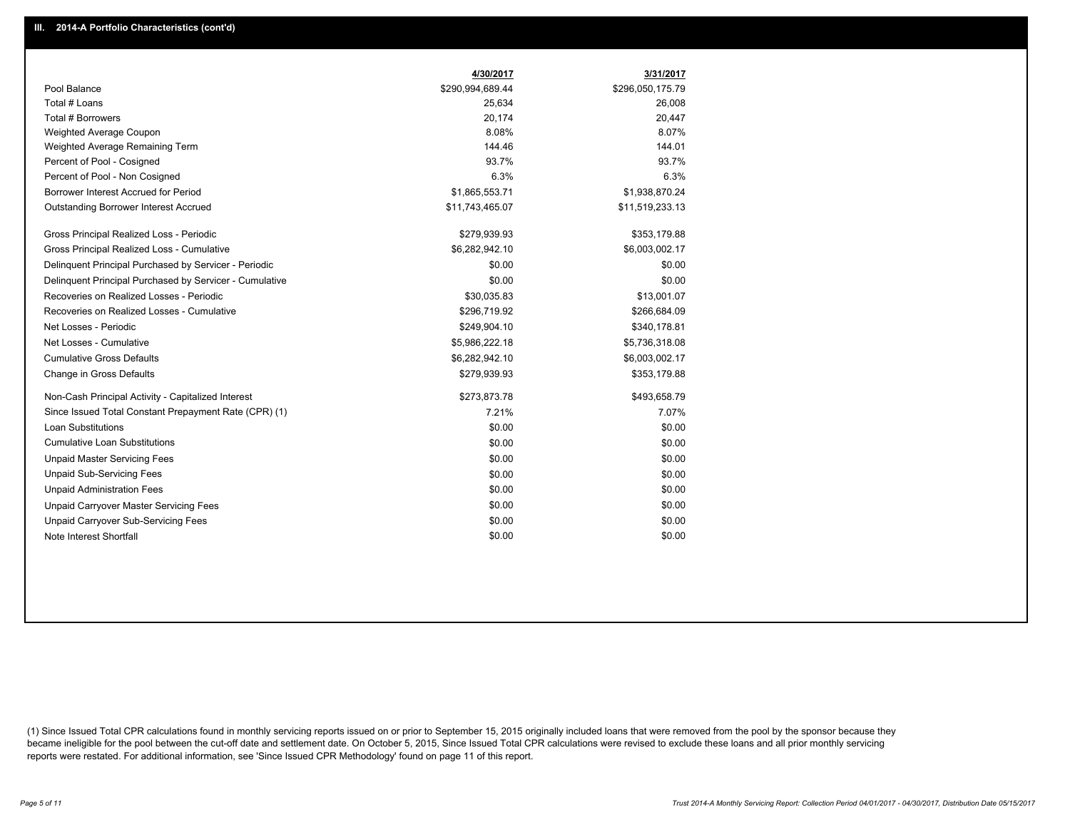## III. 2014-A Portfolio Characteristics (cont'd)

| | 4/30/2017 | 3/31/2017 |
|---|---|---|
| Pool Balance | $290,994,689.44 | $296,050,175.79 |
| Total # Loans | 25,634 | 26,008 |
| Total # Borrowers | 20,174 | 20,447 |
| Weighted Average Coupon | 8.08% | 8.07% |
| Weighted Average Remaining Term | 144.46 | 144.01 |
| Percent of Pool - Cosigned | 93.7% | 93.7% |
| Percent of Pool - Non Cosigned | 6.3% | 6.3% |
| Borrower Interest Accrued for Period | $1,865,553.71 | $1,938,870.24 |
| Outstanding Borrower Interest Accrued | $11,743,465.07 | $11,519,233.13 |
| Gross Principal Realized Loss - Periodic | $279,939.93 | $353,179.88 |
| Gross Principal Realized Loss - Cumulative | $6,282,942.10 | $6,003,002.17 |
| Delinquent Principal Purchased by Servicer - Periodic | $0.00 | $0.00 |
| Delinquent Principal Purchased by Servicer - Cumulative | $0.00 | $0.00 |
| Recoveries on Realized Losses - Periodic | $30,035.83 | $13,001.07 |
| Recoveries on Realized Losses - Cumulative | $296,719.92 | $266,684.09 |
| Net Losses - Periodic | $249,904.10 | $340,178.81 |
| Net Losses - Cumulative | $5,986,222.18 | $5,736,318.08 |
| Cumulative Gross Defaults | $6,282,942.10 | $6,003,002.17 |
| Change in Gross Defaults | $279,939.93 | $353,179.88 |
| Non-Cash Principal Activity - Capitalized Interest | $273,873.78 | $493,658.79 |
| Since Issued Total Constant Prepayment Rate (CPR) (1) | 7.21% | 7.07% |
| Loan Substitutions | $0.00 | $0.00 |
| Cumulative Loan Substitutions | $0.00 | $0.00 |
| Unpaid Master Servicing Fees | $0.00 | $0.00 |
| Unpaid Sub-Servicing Fees | $0.00 | $0.00 |
| Unpaid Administration Fees | $0.00 | $0.00 |
| Unpaid Carryover Master Servicing Fees | $0.00 | $0.00 |
| Unpaid Carryover Sub-Servicing Fees | $0.00 | $0.00 |
| Note Interest Shortfall | $0.00 | $0.00 |

(1) Since Issued Total CPR calculations found in monthly servicing reports issued on or prior to September 15, 2015 originally included loans that were removed from the pool by the sponsor because they became ineligible for the pool between the cut-off date and settlement date. On October 5, 2015, Since Issued Total CPR calculations were revised to exclude these loans and all prior monthly servicing reports were restated. For additional information, see 'Since Issued CPR Methodology' found on page 11 of this report.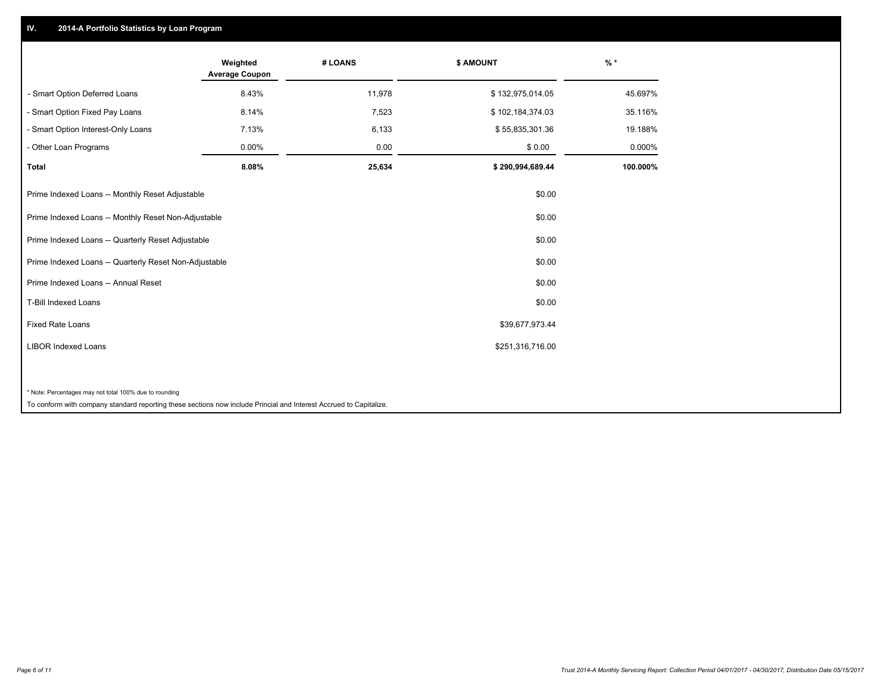## IV. 2014-A Portfolio Statistics by Loan Program

| | Weighted Average Coupon | # LOANS | $ AMOUNT | % * |
|---|---|---|---|---|
| - Smart Option Deferred Loans | 8.43% | 11,978 | $ 132,975,014.05 | 45.697% |
| - Smart Option Fixed Pay Loans | 8.14% | 7,523 | $ 102,184,374.03 | 35.116% |
| - Smart Option Interest-Only Loans | 7.13% | 6,133 | $ 55,835,301.36 | 19.188% |
| - Other Loan Programs | 0.00% | 0.00 | $ 0.00 | 0.000% |
| **Total** | **8.08%** | **25,634** | **$ 290,994,689.44** | **100.000%** |
| Prime Indexed Loans -- Monthly Reset Adjustable | | | $0.00 | |
| Prime Indexed Loans -- Monthly Reset Non-Adjustable | | | $0.00 | |
| Prime Indexed Loans -- Quarterly Reset Adjustable | | | $0.00 | |
| Prime Indexed Loans -- Quarterly Reset Non-Adjustable | | | $0.00 | |
| Prime Indexed Loans -- Annual Reset | | | $0.00 | |
| T-Bill Indexed Loans | | | $0.00 | |
| Fixed Rate Loans | | | $39,677,973.44 | |
| LIBOR Indexed Loans | | | $251,316,716.00 | |

* Note: Percentages may not total 100% due to rounding

To conform with company standard reporting these sections now include Princial and Interest Accrued to Capitalize.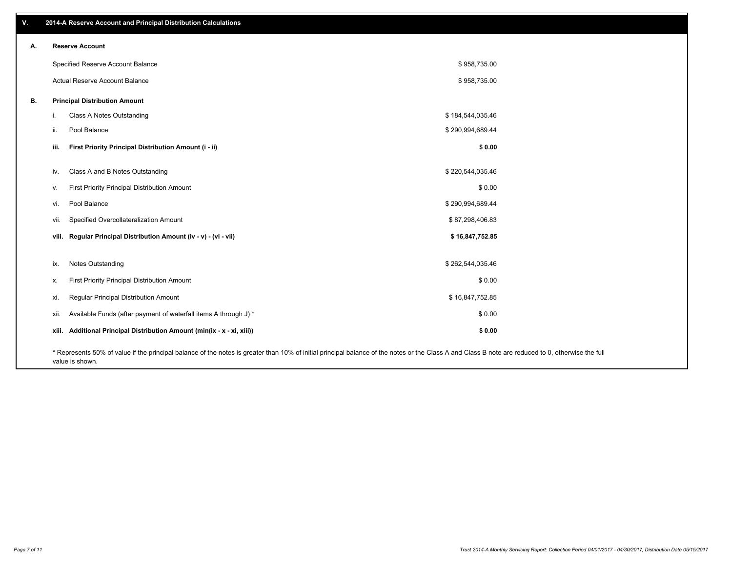## V. 2014-A Reserve Account and Principal Distribution Calculations

### A. Reserve Account

| | |
|---|---|
| Specified Reserve Account Balance | $ 958,735.00 |
| Actual Reserve Account Balance | $ 958,735.00 |

### B. Principal Distribution Amount

| | | |
|---|---|---|
| i. | Class A Notes Outstanding | $ 184,544,035.46 |
| ii. | Pool Balance | $ 290,994,689.44 |
| **iii.** | **First Priority Principal Distribution Amount (i - ii)** | **$ 0.00** |
| iv. | Class A and B Notes Outstanding | $ 220,544,035.46 |
| v. | First Priority Principal Distribution Amount | $ 0.00 |
| vi. | Pool Balance | $ 290,994,689.44 |
| vii. | Specified Overcollateralization Amount | $ 87,298,406.83 |
| **viii.** | **Regular Principal Distribution Amount (iv - v) - (vi - vii)** | **$ 16,847,752.85** |
| ix. | Notes Outstanding | $ 262,544,035.46 |
| x. | First Priority Principal Distribution Amount | $ 0.00 |
| xi. | Regular Principal Distribution Amount | $ 16,847,752.85 |
| xii. | Available Funds (after payment of waterfall items A through J) * | $ 0.00 |
| **xiii.** | **Additional Principal Distribution Amount (min(ix - x - xi, xiii))** | **$ 0.00** |

* Represents 50% of value if the principal balance of the notes is greater than 10% of initial principal balance of the notes or the Class A and Class B note are reduced to 0, otherwise the full value is shown.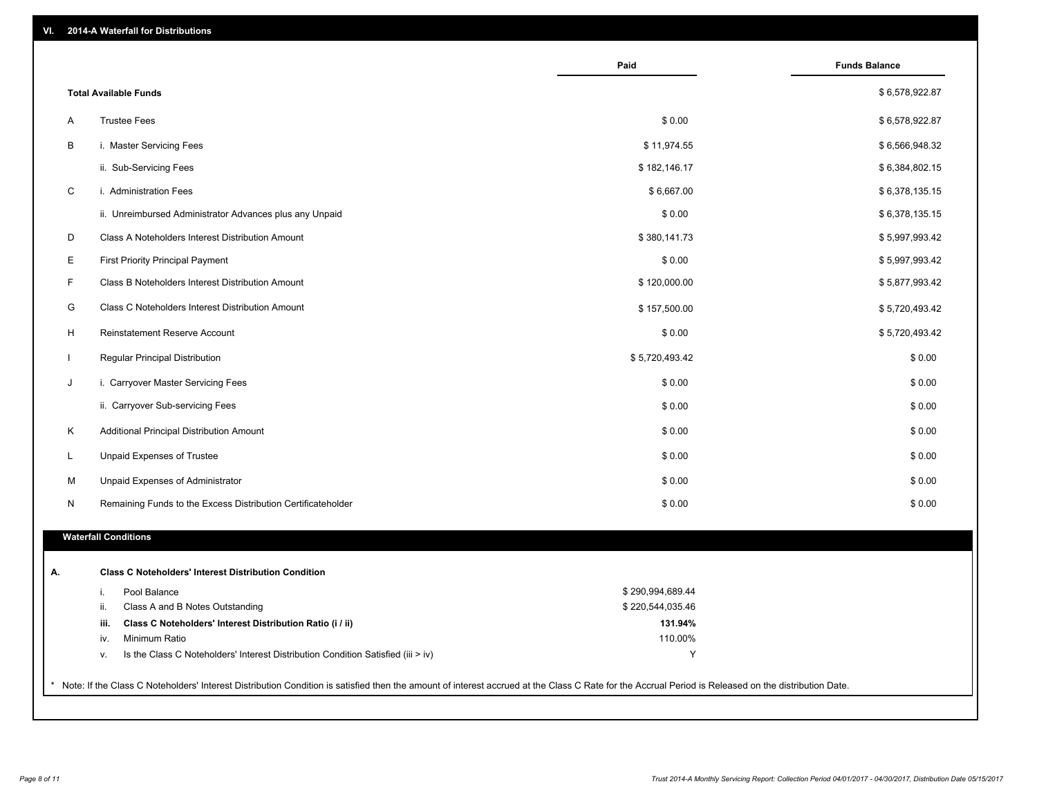## VI. 2014-A Waterfall for Distributions

| | | Paid | Funds Balance |
|---|---|---|---|
| | **Total Available Funds** | | $ 6,578,922.87 |
| A | Trustee Fees | $ 0.00 | $ 6,578,922.87 |
| B | i. Master Servicing Fees | $ 11,974.55 | $ 6,566,948.32 |
| | ii. Sub-Servicing Fees | $ 182,146.17 | $ 6,384,802.15 |
| C | i. Administration Fees | $ 6,667.00 | $ 6,378,135.15 |
| | ii. Unreimbursed Administrator Advances plus any Unpaid | $ 0.00 | $ 6,378,135.15 |
| D | Class A Noteholders Interest Distribution Amount | $ 380,141.73 | $ 5,997,993.42 |
| E | First Priority Principal Payment | $ 0.00 | $ 5,997,993.42 |
| F | Class B Noteholders Interest Distribution Amount | $ 120,000.00 | $ 5,877,993.42 |
| G | Class C Noteholders Interest Distribution Amount | $ 157,500.00 | $ 5,720,493.42 |
| H | Reinstatement Reserve Account | $ 0.00 | $ 5,720,493.42 |
| I | Regular Principal Distribution | $ 5,720,493.42 | $ 0.00 |
| J | i. Carryover Master Servicing Fees | $ 0.00 | $ 0.00 |
| | ii. Carryover Sub-servicing Fees | $ 0.00 | $ 0.00 |
| K | Additional Principal Distribution Amount | $ 0.00 | $ 0.00 |
| L | Unpaid Expenses of Trustee | $ 0.00 | $ 0.00 |
| M | Unpaid Expenses of Administrator | $ 0.00 | $ 0.00 |
| N | Remaining Funds to the Excess Distribution Certificateholder | $ 0.00 | $ 0.00 |

### Waterfall Conditions

**A. Class C Noteholders' Interest Distribution Condition**

| | | |
|---|---|---|
| i. | Pool Balance | $ 290,994,689.44 |
| ii. | Class A and B Notes Outstanding | $ 220,544,035.46 |
| **iii.** | **Class C Noteholders' Interest Distribution Ratio (i / ii)** | **131.94%** |
| iv. | Minimum Ratio | 110.00% |
| v. | Is the Class C Noteholders' Interest Distribution Condition Satisfied (iii > iv) | Y |

* Note: If the Class C Noteholders' Interest Distribution Condition is satisfied then the amount of interest accrued at the Class C Rate for the Accrual Period is Released on the distribution Date.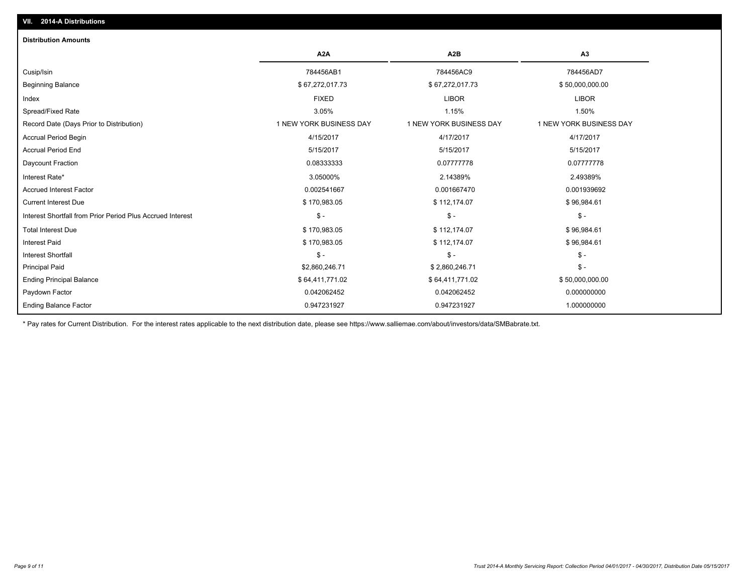## VII. 2014-A Distributions

### Distribution Amounts

| | A2A | A2B | A3 |
|---|---|---|---|
| Cusip/Isin | 784456AB1 | 784456AC9 | 784456AD7 |
| Beginning Balance | $ 67,272,017.73 | $ 67,272,017.73 | $ 50,000,000.00 |
| Index | FIXED | LIBOR | LIBOR |
| Spread/Fixed Rate | 3.05% | 1.15% | 1.50% |
| Record Date (Days Prior to Distribution) | 1 NEW YORK BUSINESS DAY | 1 NEW YORK BUSINESS DAY | 1 NEW YORK BUSINESS DAY |
| Accrual Period Begin | 4/15/2017 | 4/17/2017 | 4/17/2017 |
| Accrual Period End | 5/15/2017 | 5/15/2017 | 5/15/2017 |
| Daycount Fraction | 0.08333333 | 0.07777778 | 0.07777778 |
| Interest Rate* | 3.05000% | 2.14389% | 2.49389% |
| Accrued Interest Factor | 0.002541667 | 0.001667470 | 0.001939692 |
| Current Interest Due | $ 170,983.05 | $ 112,174.07 | $ 96,984.61 |
| Interest Shortfall from Prior Period Plus Accrued Interest | $ - | $ - | $ - |
| Total Interest Due | $ 170,983.05 | $ 112,174.07 | $ 96,984.61 |
| Interest Paid | $ 170,983.05 | $ 112,174.07 | $ 96,984.61 |
| Interest Shortfall | $ - | $ - | $ - |
| Principal Paid | $2,860,246.71 | $ 2,860,246.71 | $ - |
| Ending Principal Balance | $ 64,411,771.02 | $ 64,411,771.02 | $ 50,000,000.00 |
| Paydown Factor | 0.042062452 | 0.042062452 | 0.000000000 |
| Ending Balance Factor | 0.947231927 | 0.947231927 | 1.000000000 |

* Pay rates for Current Distribution. For the interest rates applicable to the next distribution date, please see https://www.salliemae.com/about/investors/data/SMBabrate.txt.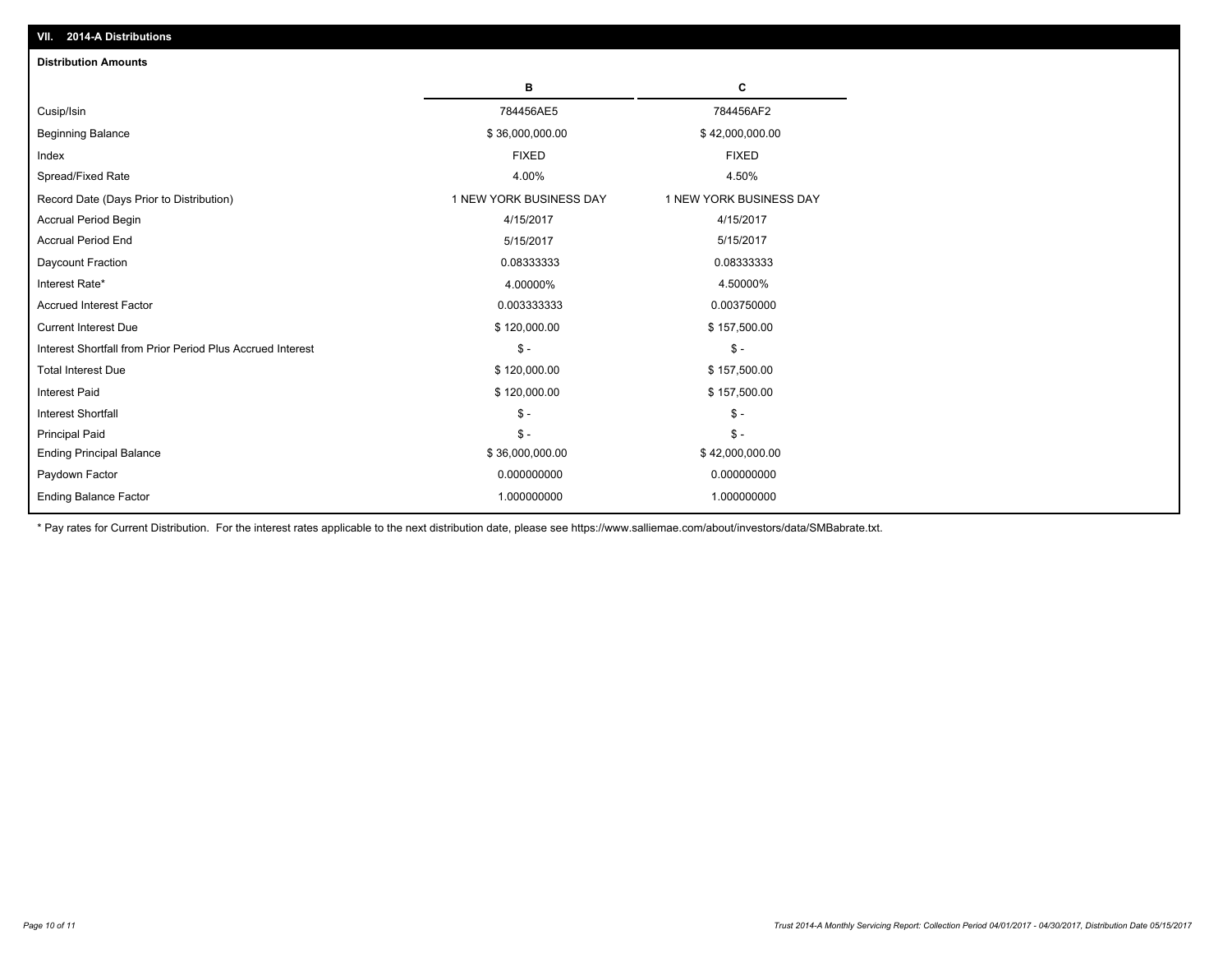## VII. 2014-A Distributions

### Distribution Amounts

| | B | C |
|---|---|---|
| Cusip/Isin | 784456AE5 | 784456AF2 |
| Beginning Balance | $ 36,000,000.00 | $ 42,000,000.00 |
| Index | FIXED | FIXED |
| Spread/Fixed Rate | 4.00% | 4.50% |
| Record Date (Days Prior to Distribution) | 1 NEW YORK BUSINESS DAY | 1 NEW YORK BUSINESS DAY |
| Accrual Period Begin | 4/15/2017 | 4/15/2017 |
| Accrual Period End | 5/15/2017 | 5/15/2017 |
| Daycount Fraction | 0.08333333 | 0.08333333 |
| Interest Rate* | 4.00000% | 4.50000% |
| Accrued Interest Factor | 0.003333333 | 0.003750000 |
| Current Interest Due | $ 120,000.00 | $ 157,500.00 |
| Interest Shortfall from Prior Period Plus Accrued Interest | $ - | $ - |
| Total Interest Due | $ 120,000.00 | $ 157,500.00 |
| Interest Paid | $ 120,000.00 | $ 157,500.00 |
| Interest Shortfall | $ - | $ - |
| Principal Paid | $ - | $ - |
| Ending Principal Balance | $ 36,000,000.00 | $ 42,000,000.00 |
| Paydown Factor | 0.000000000 | 0.000000000 |
| Ending Balance Factor | 1.000000000 | 1.000000000 |

* Pay rates for Current Distribution. For the interest rates applicable to the next distribution date, please see https://www.salliemae.com/about/investors/data/SMBabrate.txt.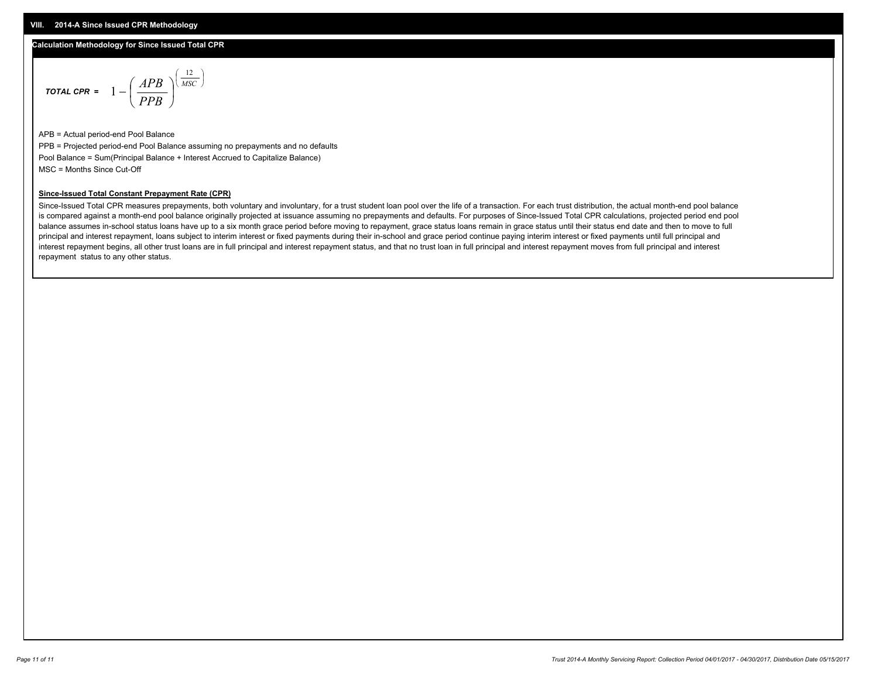## VIII. 2014-A Since Issued CPR Methodology

### Calculation Methodology for Since Issued Total CPR

$$\textbf{TOTAL CPR} = 1 - \left(\frac{APB}{PPB}\right)^{\left(\frac{12}{MSC}\right)}$$

APB = Actual period-end Pool Balance

PPB = Projected period-end Pool Balance assuming no prepayments and no defaults

Pool Balance = Sum(Principal Balance + Interest Accrued to Capitalize Balance)

MSC = Months Since Cut-Off

**Since-Issued Total Constant Prepayment Rate (CPR)**

Since-Issued Total CPR measures prepayments, both voluntary and involuntary, for a trust student loan pool over the life of a transaction. For each trust distribution, the actual month-end pool balance is compared against a month-end pool balance originally projected at issuance assuming no prepayments and defaults. For purposes of Since-Issued Total CPR calculations, projected period end pool balance assumes in-school status loans have up to a six month grace period before moving to repayment, grace status loans remain in grace status until their status end date and then to move to full principal and interest repayment, loans subject to interim interest or fixed payments during their in-school and grace period continue paying interim interest or fixed payments until full principal and interest repayment begins, all other trust loans are in full principal and interest repayment status, and that no trust loan in full principal and interest repayment moves from full principal and interest repayment status to any other status.